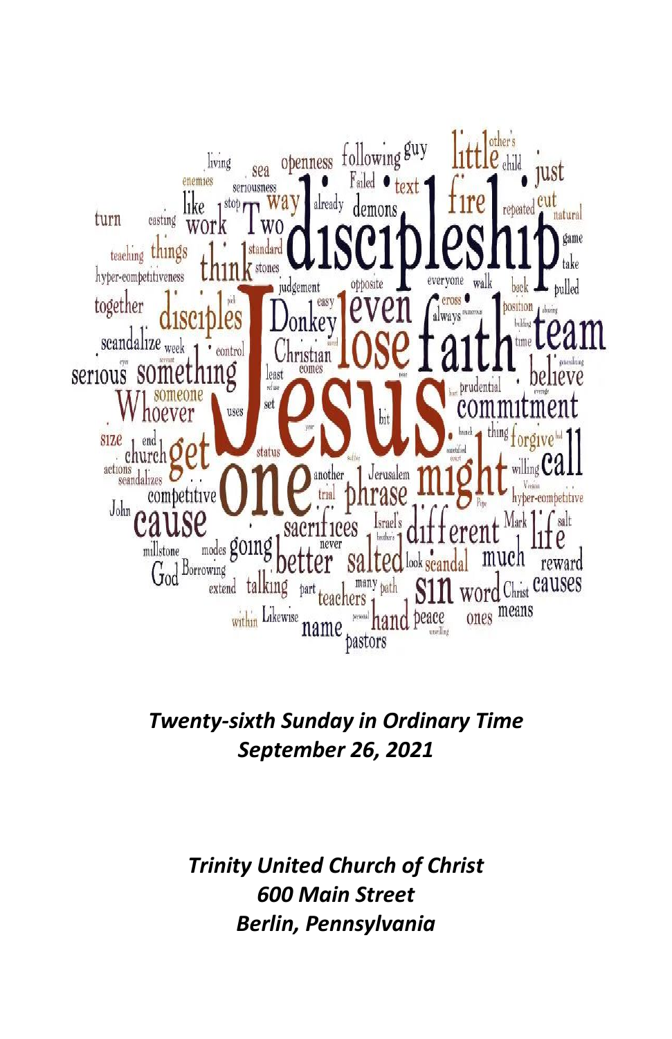*Twenty-sixth Sunday in Ordinary Time*
*September 26, 2021*

*Trinity United Church of Christ*
*600 Main Street*
*Berlin, Pennsylvania*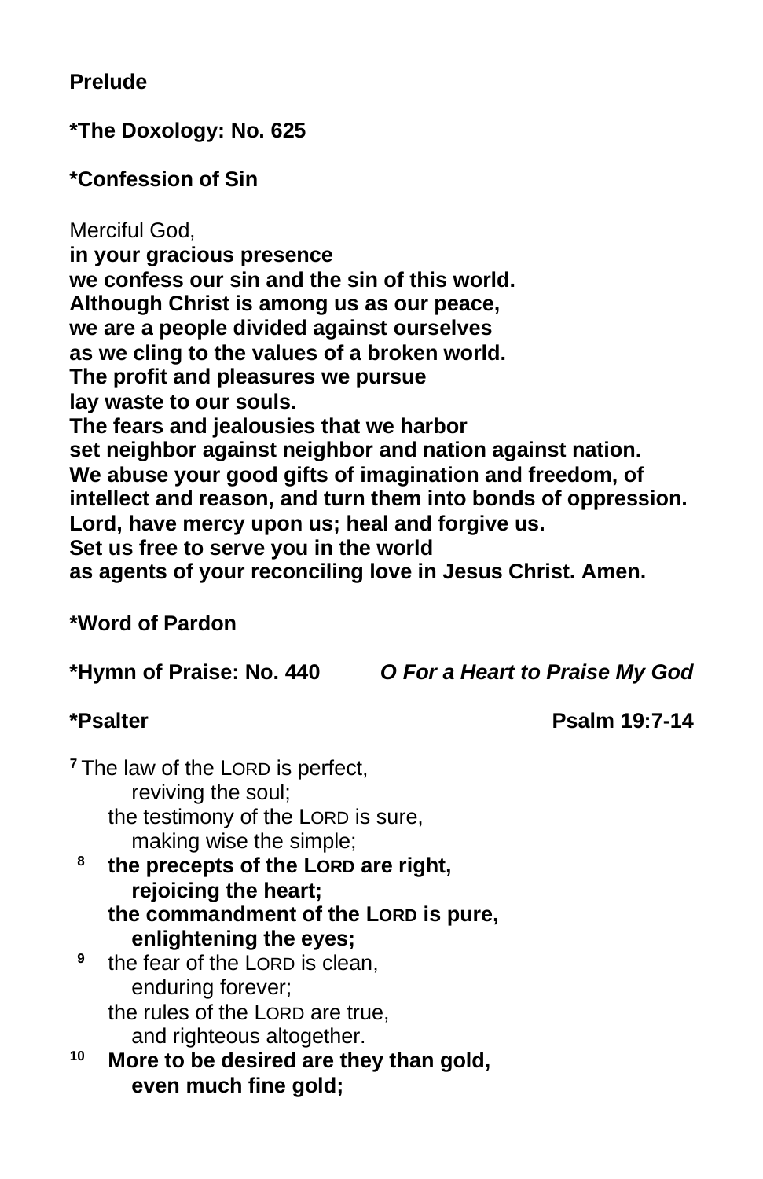**Prelude**

**\*The Doxology: No. 625**

**\*Confession of Sin**

Merciful God,
**in your gracious presence**
**we confess our sin and the sin of this world.**
**Although Christ is among us as our peace,**
**we are a people divided against ourselves**
**as we cling to the values of a broken world.**
**The profit and pleasures we pursue**
**lay waste to our souls.**
**The fears and jealousies that we harbor**
**set neighbor against neighbor and nation against nation.**
**We abuse your good gifts of imagination and freedom, of intellect and reason, and turn them into bonds of oppression.**
**Lord, have mercy upon us; heal and forgive us.**
**Set us free to serve you in the world**
**as agents of your reconciling love in Jesus Christ. Amen.**

**\*Word of Pardon**

**\*Hymn of Praise: No. 440** ***O For a Heart to Praise My God***

**\*Psalter** **Psalm 19:7-14**

[7] The law of the LORD is perfect,
  reviving the soul;
 the testimony of the LORD is sure,
  making wise the simple;
[8] **the precepts of the LORD are right,**
  **rejoicing the heart;**
 **the commandment of the LORD is pure,**
  **enlightening the eyes;**
[9] the fear of the LORD is clean,
  enduring forever;
 the rules of the LORD are true,
  and righteous altogether.
[10] **More to be desired are they than gold,**
  **even much fine gold;**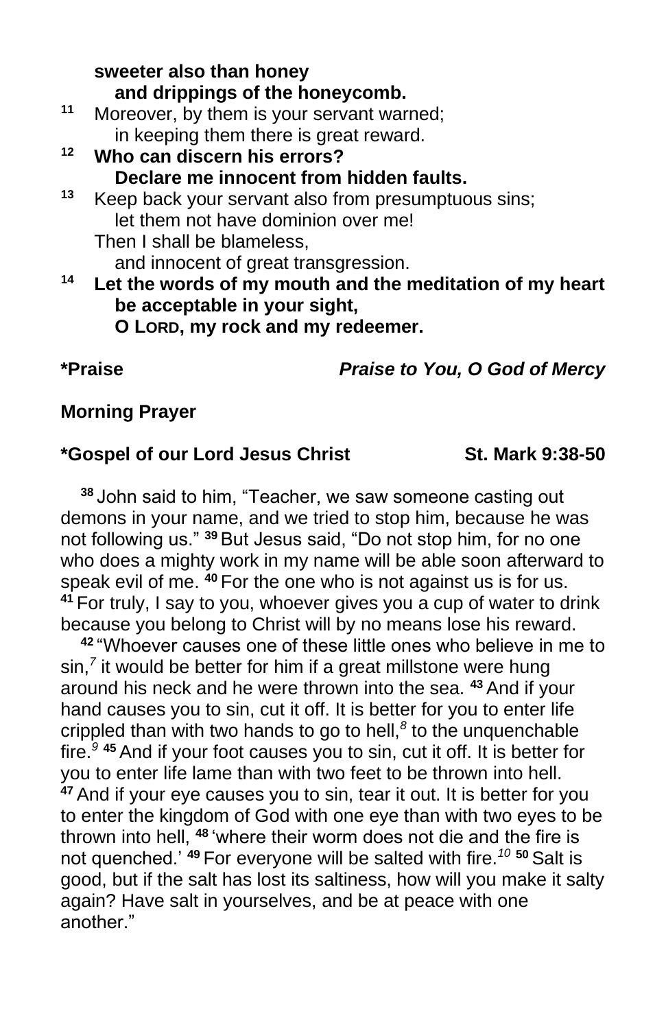**sweeter also than honey**
**and drippings of the honeycomb.**

[11] Moreover, by them is your servant warned;
in keeping them there is great reward.

[12] **Who can discern his errors?**
**Declare me innocent from hidden faults.**

[13] Keep back your servant also from presumptuous sins;
let them not have dominion over me!
Then I shall be blameless,
and innocent of great transgression.

[14] **Let the words of my mouth and the meditation of my heart**
**be acceptable in your sight,**
**O LORD, my rock and my redeemer.**

**\*Praise** ***Praise to You, O God of Mercy***

**Morning Prayer**

**\*Gospel of our Lord Jesus Christ St. Mark 9:38-50**

[38] John said to him, "Teacher, we saw someone casting out demons in your name, and we tried to stop him, because he was not following us." [39] But Jesus said, "Do not stop him, for no one who does a mighty work in my name will be able soon afterward to speak evil of me. [40] For the one who is not against us is for us. [41] For truly, I say to you, whoever gives you a cup of water to drink because you belong to Christ will by no means lose his reward.

[42] "Whoever causes one of these little ones who believe in me to sin,[7] it would be better for him if a great millstone were hung around his neck and he were thrown into the sea. [43] And if your hand causes you to sin, cut it off. It is better for you to enter life crippled than with two hands to go to hell,[8] to the unquenchable fire.[9] [45] And if your foot causes you to sin, cut it off. It is better for you to enter life lame than with two feet to be thrown into hell. [47] And if your eye causes you to sin, tear it out. It is better for you to enter the kingdom of God with one eye than with two eyes to be thrown into hell, [48] 'where their worm does not die and the fire is not quenched.' [49] For everyone will be salted with fire.[10] [50] Salt is good, but if the salt has lost its saltiness, how will you make it salty again? Have salt in yourselves, and be at peace with one another."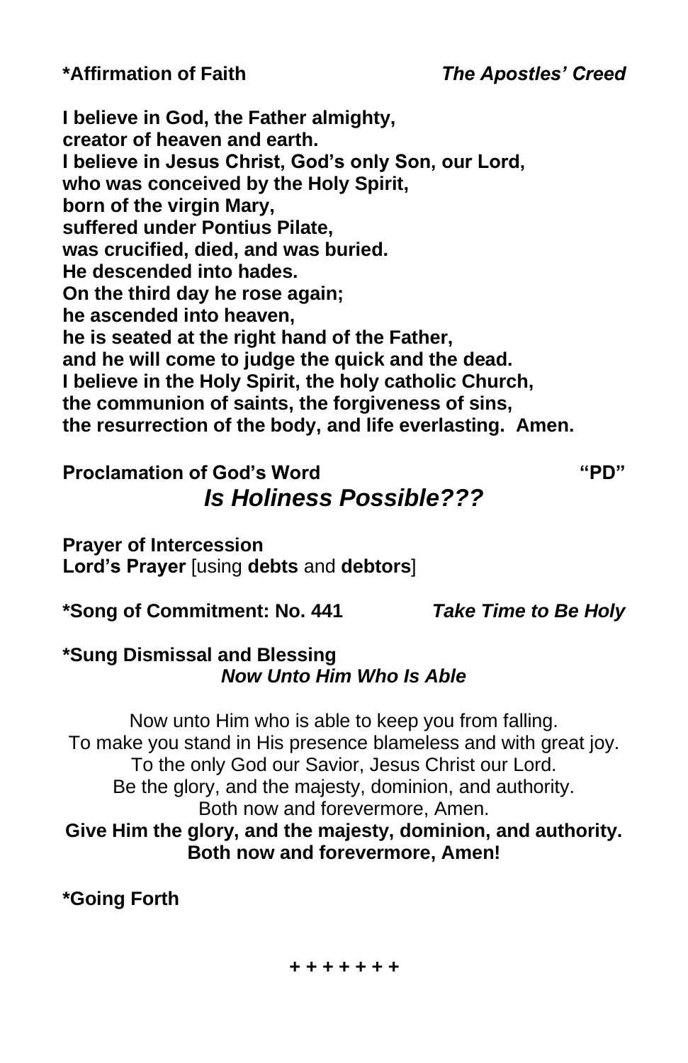**\*Affirmation of Faith** ***The Apostles' Creed***

**I believe in God, the Father almighty,**
**creator of heaven and earth.**
**I believe in Jesus Christ, God's only Son, our Lord,**
**who was conceived by the Holy Spirit,**
**born of the virgin Mary,**
**suffered under Pontius Pilate,**
**was crucified, died, and was buried.**
**He descended into hades.**
**On the third day he rose again;**
**he ascended into heaven,**
**he is seated at the right hand of the Father,**
**and he will come to judge the quick and the dead.**
**I believe in the Holy Spirit, the holy catholic Church,**
**the communion of saints, the forgiveness of sins,**
**the resurrection of the body, and life everlasting. Amen.**

**Proclamation of God's Word** **"PD"**

***Is Holiness Possible???***

**Prayer of Intercession**
**Lord's Prayer** [using **debts** and **debtors**]

**\*Song of Commitment: No. 441** ***Take Time to Be Holy***

**\*Sung Dismissal and Blessing**
***Now Unto Him Who Is Able***

Now unto Him who is able to keep you from falling.
To make you stand in His presence blameless and with great joy.
To the only God our Savior, Jesus Christ our Lord.
Be the glory, and the majesty, dominion, and authority.
Both now and forevermore, Amen.
**Give Him the glory, and the majesty, dominion, and authority.**
**Both now and forevermore, Amen!**

**\*Going Forth**

**+ + + + + + +**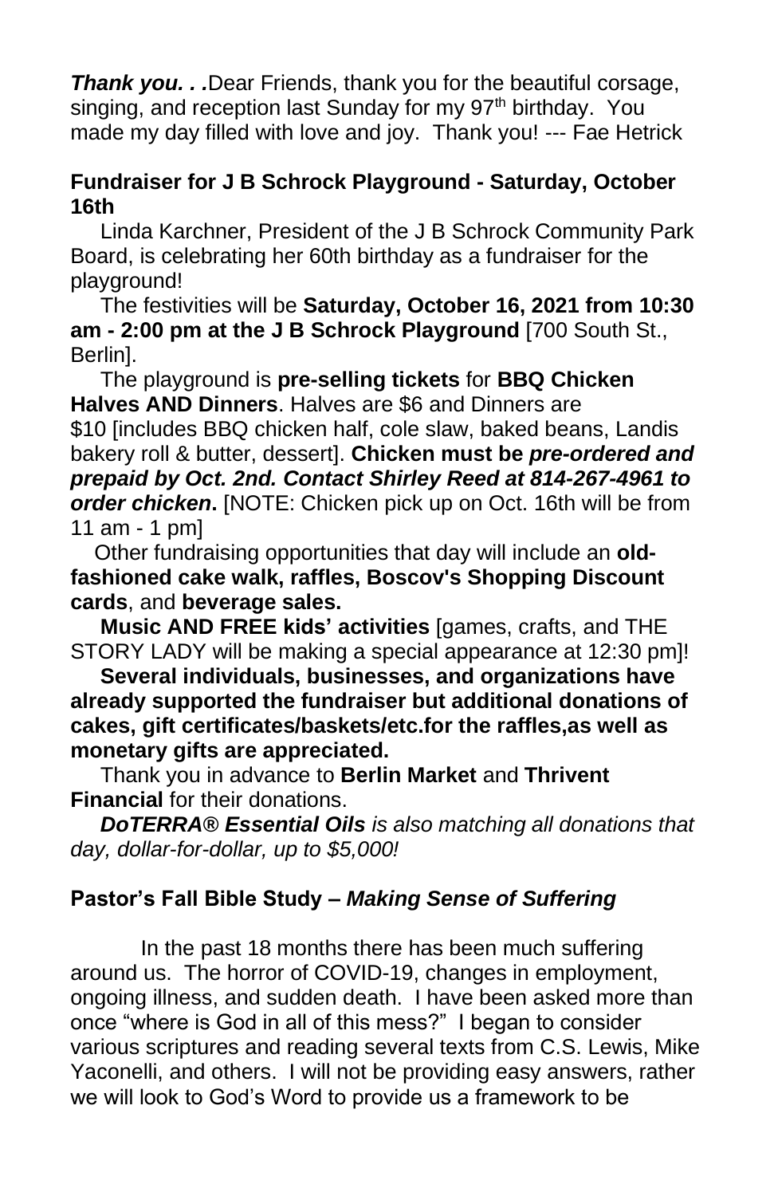***Thank you. . .***Dear Friends, thank you for the beautiful corsage, singing, and reception last Sunday for my 97th birthday. You made my day filled with love and joy. Thank you! --- Fae Hetrick

**Fundraiser for J B Schrock Playground - Saturday, October 16th**

Linda Karchner, President of the J B Schrock Community Park Board, is celebrating her 60th birthday as a fundraiser for the playground!

The festivities will be **Saturday, October 16, 2021 from 10:30 am - 2:00 pm at the J B Schrock Playground** [700 South St., Berlin].

The playground is **pre-selling tickets** for **BBQ Chicken Halves AND Dinners**. Halves are $6 and Dinners are $10 [includes BBQ chicken half, cole slaw, baked beans, Landis bakery roll & butter, dessert]. **Chicken must be *pre-ordered and prepaid by Oct. 2nd. Contact Shirley Reed at 814-267-4961 to order chicken*.** [NOTE: Chicken pick up on Oct. 16th will be from 11 am - 1 pm]

Other fundraising opportunities that day will include an **old-fashioned cake walk, raffles, Boscov's Shopping Discount cards**, and **beverage sales.**

**Music AND FREE kids' activities** [games, crafts, and THE STORY LADY will be making a special appearance at 12:30 pm]!

**Several individuals, businesses, and organizations have already supported the fundraiser but additional donations of cakes, gift certificates/baskets/etc.for the raffles,as well as monetary gifts are appreciated.**

Thank you in advance to **Berlin Market** and **Thrivent Financial** for their donations.

***DoTERRA® Essential Oils** is also matching all donations that day, dollar-for-dollar, up to $5,000!*

**Pastor's Fall Bible Study – *Making Sense of Suffering***

In the past 18 months there has been much suffering around us. The horror of COVID-19, changes in employment, ongoing illness, and sudden death. I have been asked more than once "where is God in all of this mess?" I began to consider various scriptures and reading several texts from C.S. Lewis, Mike Yaconelli, and others. I will not be providing easy answers, rather we will look to God's Word to provide us a framework to be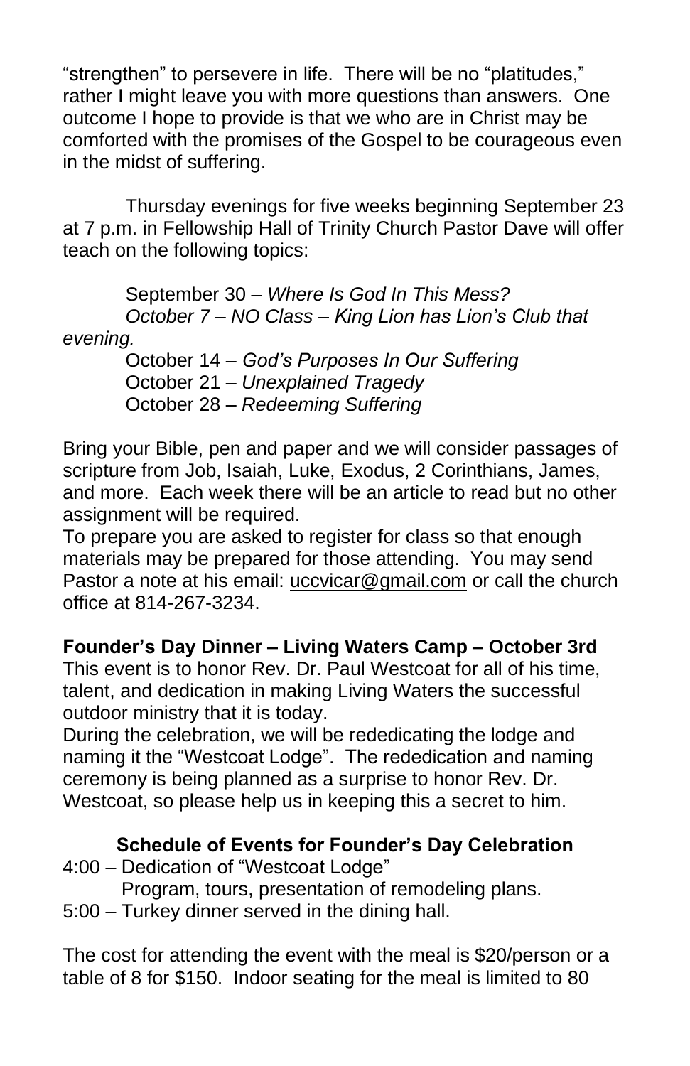"strengthen" to persevere in life. There will be no "platitudes," rather I might leave you with more questions than answers. One outcome I hope to provide is that we who are in Christ may be comforted with the promises of the Gospel to be courageous even in the midst of suffering.

Thursday evenings for five weeks beginning September 23 at 7 p.m. in Fellowship Hall of Trinity Church Pastor Dave will offer teach on the following topics:

September 30 – *Where Is God In This Mess?*
*October 7 – NO Class – King Lion has Lion's Club that evening.*
October 14 – *God's Purposes In Our Suffering*
October 21 – *Unexplained Tragedy*
October 28 – *Redeeming Suffering*

Bring your Bible, pen and paper and we will consider passages of scripture from Job, Isaiah, Luke, Exodus, 2 Corinthians, James, and more. Each week there will be an article to read but no other assignment will be required.
To prepare you are asked to register for class so that enough materials may be prepared for those attending. You may send Pastor a note at his email: uccvicar@gmail.com or call the church office at 814-267-3234.

**Founder's Day Dinner – Living Waters Camp – October 3rd**
This event is to honor Rev. Dr. Paul Westcoat for all of his time, talent, and dedication in making Living Waters the successful outdoor ministry that it is today.
During the celebration, we will be rededicating the lodge and naming it the "Westcoat Lodge". The rededication and naming ceremony is being planned as a surprise to honor Rev. Dr. Westcoat, so please help us in keeping this a secret to him.

**Schedule of Events for Founder's Day Celebration**

4:00 – Dedication of "Westcoat Lodge"
Program, tours, presentation of remodeling plans.
5:00 – Turkey dinner served in the dining hall.

The cost for attending the event with the meal is $20/person or a table of 8 for $150. Indoor seating for the meal is limited to 80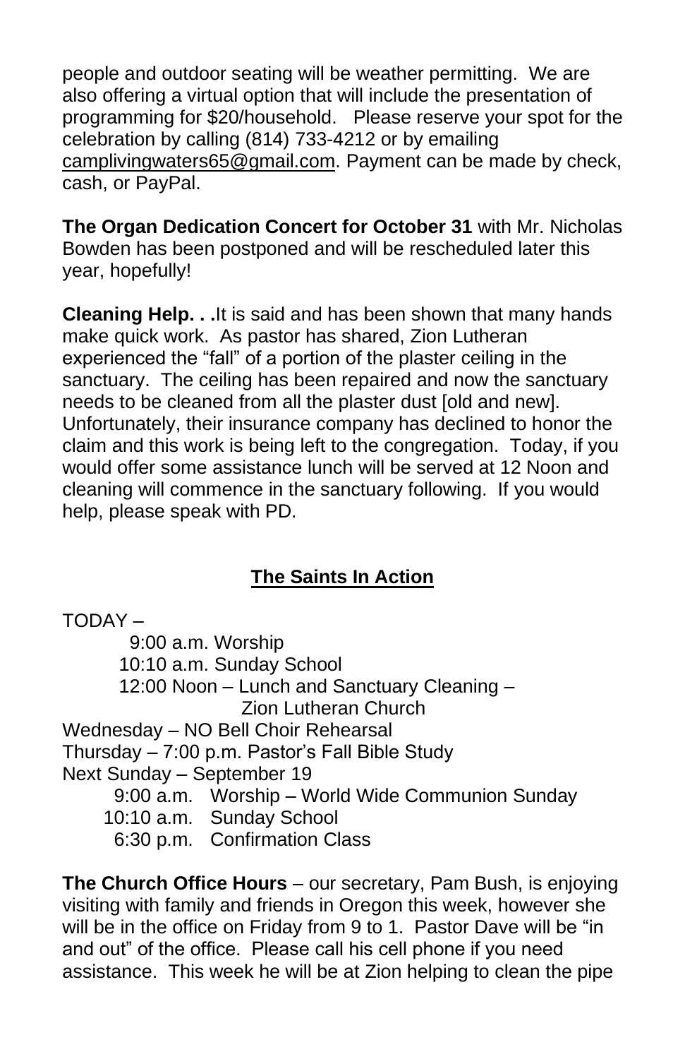people and outdoor seating will be weather permitting. We are also offering a virtual option that will include the presentation of programming for $20/household. Please reserve your spot for the celebration by calling (814) 733-4212 or by emailing camplivingwaters65@gmail.com. Payment can be made by check, cash, or PayPal.

**The Organ Dedication Concert for October 31** with Mr. Nicholas Bowden has been postponed and will be rescheduled later this year, hopefully!

**Cleaning Help. . .**It is said and has been shown that many hands make quick work. As pastor has shared, Zion Lutheran experienced the "fall" of a portion of the plaster ceiling in the sanctuary. The ceiling has been repaired and now the sanctuary needs to be cleaned from all the plaster dust [old and new]. Unfortunately, their insurance company has declined to honor the claim and this work is being left to the congregation. Today, if you would offer some assistance lunch will be served at 12 Noon and cleaning will commence in the sanctuary following. If you would help, please speak with PD.

## The Saints In Action

TODAY –
- 9:00 a.m. Worship
- 10:10 a.m. Sunday School
- 12:00 Noon – Lunch and Sanctuary Cleaning – Zion Lutheran Church

Wednesday – NO Bell Choir Rehearsal

Thursday – 7:00 p.m. Pastor's Fall Bible Study

Next Sunday – September 19
- 9:00 a.m. Worship – World Wide Communion Sunday
- 10:10 a.m. Sunday School
- 6:30 p.m. Confirmation Class

**The Church Office Hours** – our secretary, Pam Bush, is enjoying visiting with family and friends in Oregon this week, however she will be in the office on Friday from 9 to 1. Pastor Dave will be "in and out" of the office. Please call his cell phone if you need assistance. This week he will be at Zion helping to clean the pipe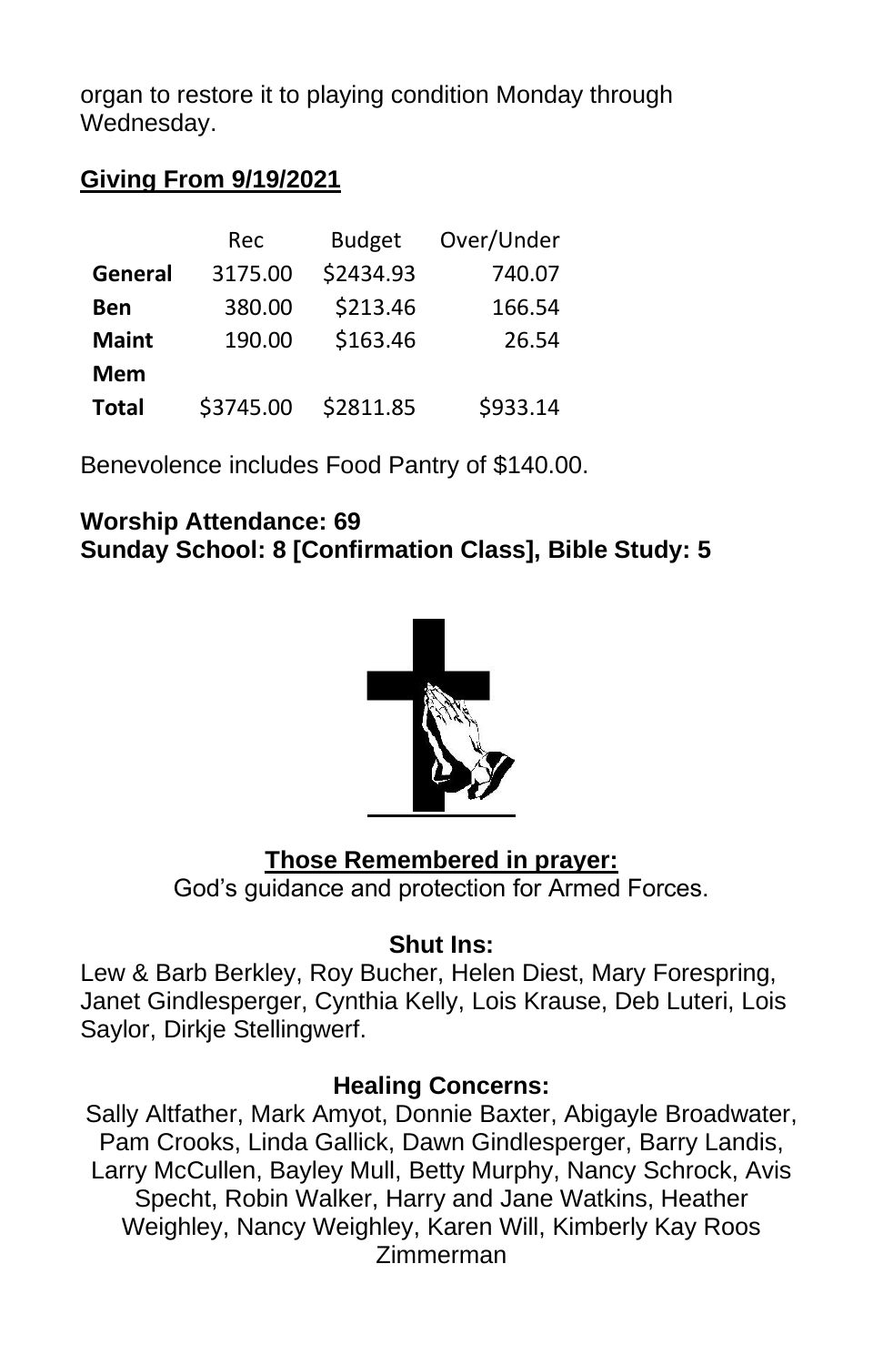organ to restore it to playing condition Monday through Wednesday.

## Giving From 9/19/2021

| | Rec | Budget | Over/Under |
|---|---|---|---|
| **General** | 3175.00 | $2434.93 | 740.07 |
| **Ben** | 380.00 | $213.46 | 166.54 |
| **Maint** | 190.00 | $163.46 | 26.54 |
| **Mem** | | | |
| **Total** | $3745.00 | $2811.85 | $933.14 |

Benevolence includes Food Pantry of $140.00.

**Worship Attendance: 69**
**Sunday School: 8 [Confirmation Class], Bible Study: 5**

### Those Remembered in prayer:

God's guidance and protection for Armed Forces.

**Shut Ins:**

Lew & Barb Berkley, Roy Bucher, Helen Diest, Mary Forespring, Janet Gindlesperger, Cynthia Kelly, Lois Krause, Deb Luteri, Lois Saylor, Dirkje Stellingwerf.

**Healing Concerns:**

Sally Altfather, Mark Amyot, Donnie Baxter, Abigayle Broadwater, Pam Crooks, Linda Gallick, Dawn Gindlesperger, Barry Landis, Larry McCullen, Bayley Mull, Betty Murphy, Nancy Schrock, Avis Specht, Robin Walker, Harry and Jane Watkins, Heather Weighley, Nancy Weighley, Karen Will, Kimberly Kay Roos Zimmerman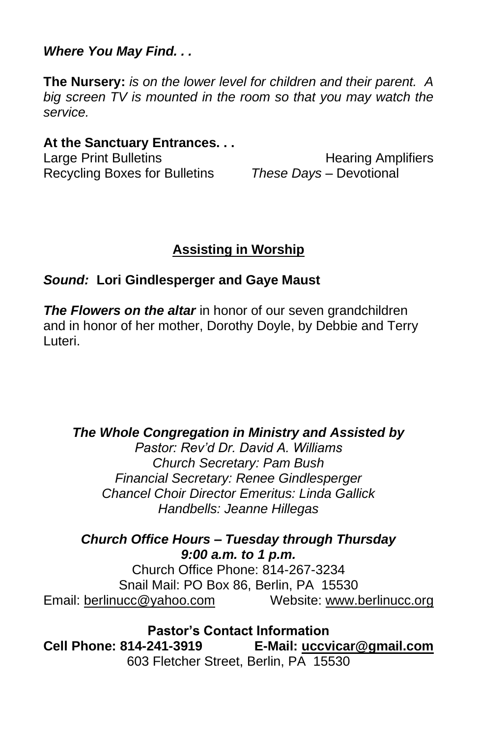***Where You May Find. . .***

**The Nursery:** *is on the lower level for children and their parent. A big screen TV is mounted in the room so that you may watch the service.*

**At the Sanctuary Entrances. . .**

Large Print Bulletins  
Hearing Amplifiers  
Recycling Boxes for Bulletins  
*These Days* – Devotional

## Assisting in Worship

***Sound:*** **Lori Gindlesperger and Gaye Maust**

***The Flowers on the altar*** in honor of our seven grandchildren and in honor of her mother, Dorothy Doyle, by Debbie and Terry Luteri.

***The Whole Congregation in Ministry and Assisted by***  
*Pastor: Rev'd Dr. David A. Williams*  
*Church Secretary: Pam Bush*  
*Financial Secretary: Renee Gindlesperger*  
*Chancel Choir Director Emeritus: Linda Gallick*  
*Handbells: Jeanne Hillegas*

***Church Office Hours – Tuesday through Thursday***  
***9:00 a.m. to 1 p.m.***  
Church Office Phone: 814-267-3234  
Snail Mail: PO Box 86, Berlin, PA 15530  
Email: berlinucc@yahoo.com  
Website: www.berlinucc.org

**Pastor's Contact Information**  
**Cell Phone: 814-241-3919**  
**E-Mail: uccvicar@gmail.com**  
603 Fletcher Street, Berlin, PA 15530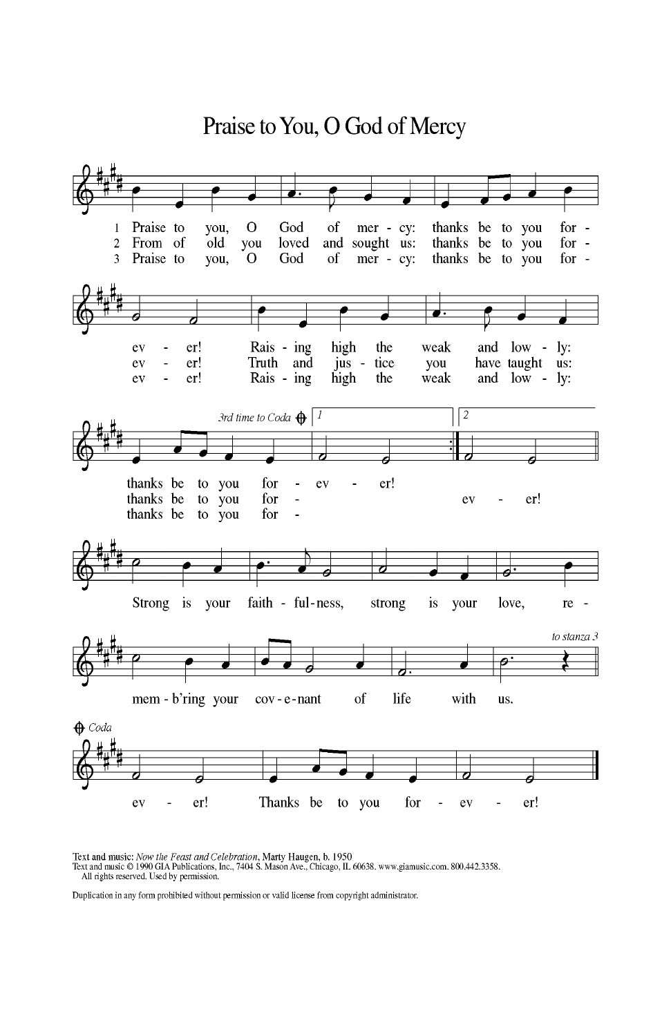# Praise to You, O God of Mercy

1 Praise to you, O God of mercy: thanks be to you for - ev - er! Rais - ing high the weak and low - ly: thanks be to you for - ev - er!

2 From of old you loved and sought us: thanks be to you for - ev - er! Truth and jus - tice you have taught us: thanks be to you for - ev - er!

3 Praise to you, O God of mercy: thanks be to you for - ev - er! Rais - ing high the weak and low - ly: thanks be to you for -

*3rd time to Coda*

Strong is your faith - ful - ness, strong is your love, re - mem - b'ring your cov - e - nant of life with us.

*to stanza 3*

*Coda*

ev - er! Thanks be to you for - ev - er!

Text and music: *Now the Feast and Celebration*, Marty Haugen, b. 1950
Text and music © 1990 GIA Publications, Inc., 7404 S. Mason Ave., Chicago, IL 60638. www.giamusic.com. 800.442.3358.
All rights reserved. Used by permission.

Duplication in any form prohibited without permission or valid license from copyright administrator.